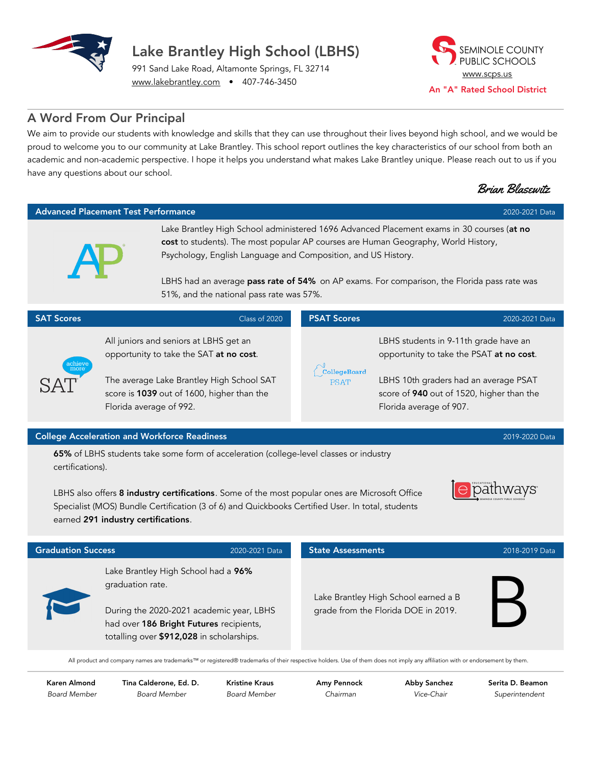# Lake Brantley High School (LBHS)

991 Sand Lake Road, Altamonte Springs, FL 32714
www.lakebrantley.com • 407-746-3450

SEMINOLE COUNTY PUBLIC SCHOOLS
www.scps.us
An "A" Rated School District

## A Word From Our Principal

We aim to provide our students with knowledge and skills that they can use throughout their lives beyond high school, and we would be proud to welcome you to our community at Lake Brantley. This school report outlines the key characteristics of our school from both an academic and non-academic perspective. I hope it helps you understand what makes Lake Brantley unique. Please reach out to us if you have any questions about our school.

*Brian Blasewitz*

## Advanced Placement Test Performance

2020-2021 Data

Lake Brantley High School administered 1696 Advanced Placement exams in 30 courses (**at no cost** to students). The most popular AP courses are Human Geography, World History, Psychology, English Language and Composition, and US History.

LBHS had an average **pass rate of 54%** on AP exams. For comparison, the Florida pass rate was 51%, and the national pass rate was 57%.

## SAT Scores

Class of 2020

All juniors and seniors at LBHS get an opportunity to take the SAT **at no cost**.

The average Lake Brantley High School SAT score is **1039** out of 1600, higher than the Florida average of 992.

## PSAT Scores

2020-2021 Data

LBHS students in 9-11th grade have an opportunity to take the PSAT **at no cost**.

LBHS 10th graders had an average PSAT score of **940** out of 1520, higher than the Florida average of 907.

## College Acceleration and Workforce Readiness

2019-2020 Data

**65%** of LBHS students take some form of acceleration (college-level classes or industry certifications).

LBHS also offers **8 industry certifications**. Some of the most popular ones are Microsoft Office Specialist (MOS) Bundle Certification (3 of 6) and Quickbooks Certified User. In total, students earned **291 industry certifications**.

## Graduation Success

2020-2021 Data

Lake Brantley High School had a **96%** graduation rate.

During the 2020-2021 academic year, LBHS had over **186 Bright Futures** recipients, totalling over **$912,028** in scholarships.

## State Assessments

2018-2019 Data

Lake Brantley High School earned a B grade from the Florida DOE in 2019.

B

All product and company names are trademarks™ or registered® trademarks of their respective holders. Use of them does not imply any affiliation with or endorsement by them.

| Karen Almond | Tina Calderone, Ed. D. | Kristine Kraus | Amy Pennock | Abby Sanchez | Serita D. Beamon |
|---|---|---|---|---|---|
| *Board Member* | *Board Member* | *Board Member* | *Chairman* | *Vice-Chair* | *Superintendent* |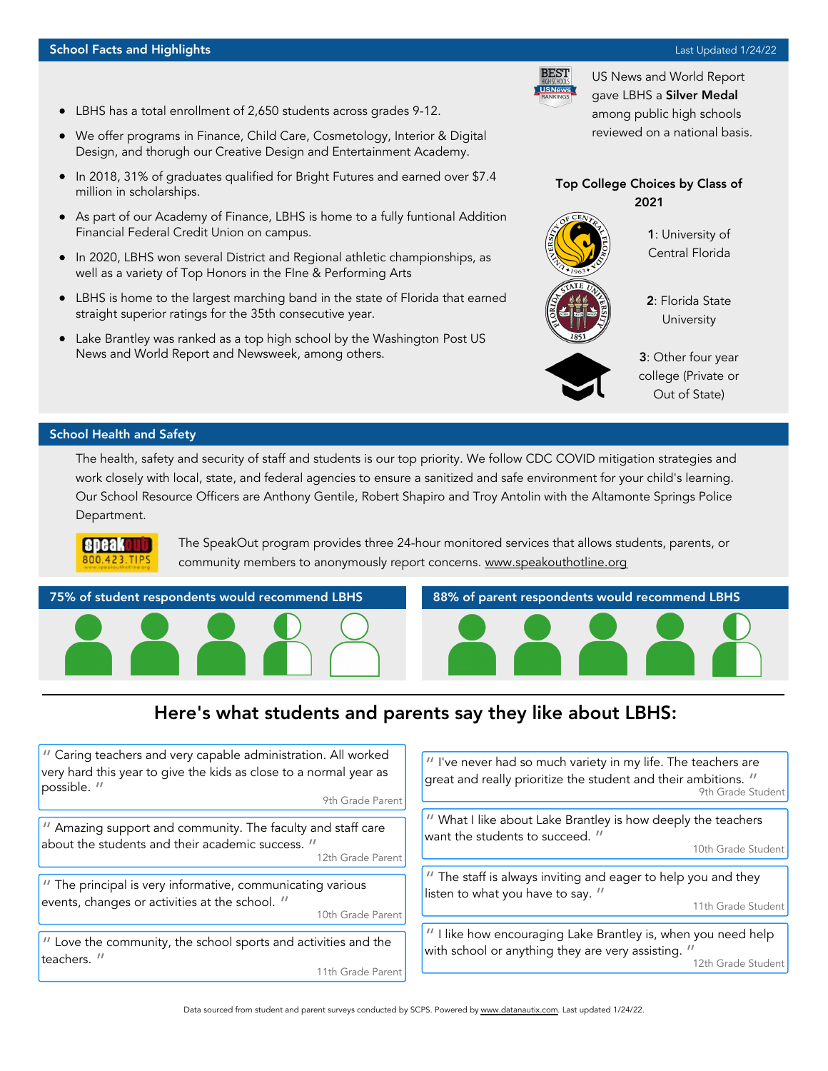## School Facts and Highlights

Last Updated 1/24/22

- LBHS has a total enrollment of 2,650 students across grades 9-12.
- We offer programs in Finance, Child Care, Cosmetology, Interior & Digital Design, and thorugh our Creative Design and Entertainment Academy.
- In 2018, 31% of graduates qualified for Bright Futures and earned over $7.4 million in scholarships.
- As part of our Academy of Finance, LBHS is home to a fully funtional Addition Financial Federal Credit Union on campus.
- In 2020, LBHS won several District and Regional athletic championships, as well as a variety of Top Honors in the FIne & Performing Arts
- LBHS is home to the largest marching band in the state of Florida that earned straight superior ratings for the 35th consecutive year.
- Lake Brantley was ranked as a top high school by the Washington Post US News and World Report and Newsweek, among others.

US News and World Report gave LBHS a **Silver Medal** among public high schools reviewed on a national basis.

### Top College Choices by Class of 2021

**1**: University of Central Florida

**2**: Florida State University

**3**: Other four year college (Private or Out of State)

## School Health and Safety

The health, safety and security of staff and students is our top priority. We follow CDC COVID mitigation strategies and work closely with local, state, and federal agencies to ensure a sanitized and safe environment for your child's learning. Our School Resource Officers are Anthony Gentile, Robert Shapiro and Troy Antolin with the Altamonte Springs Police Department.

speakout 800.423.TIPS

The SpeakOut program provides three 24-hour monitored services that allows students, parents, or community members to anonymously report concerns. www.speakouthotline.org

**75% of student respondents would recommend LBHS**

**88% of parent respondents would recommend LBHS**

## Here's what students and parents say they like about LBHS:

" Caring teachers and very capable administration. All worked very hard this year to give the kids as close to a normal year as possible. "
9th Grade Parent

" Amazing support and community. The faculty and staff care about the students and their academic success. "
12th Grade Parent

" The principal is very informative, communicating various events, changes or activities at the school. "
10th Grade Parent

" Love the community, the school sports and activities and the teachers. "
11th Grade Parent

" I've never had so much variety in my life. The teachers are great and really prioritize the student and their ambitions. "
9th Grade Student

" What I like about Lake Brantley is how deeply the teachers want the students to succeed. "
10th Grade Student

" The staff is always inviting and eager to help you and they listen to what you have to say. "
11th Grade Student

" I like how encouraging Lake Brantley is, when you need help with school or anything they are very assisting. "
12th Grade Student

Data sourced from student and parent surveys conducted by SCPS. Powered by www.datanautix.com. Last updated 1/24/22.